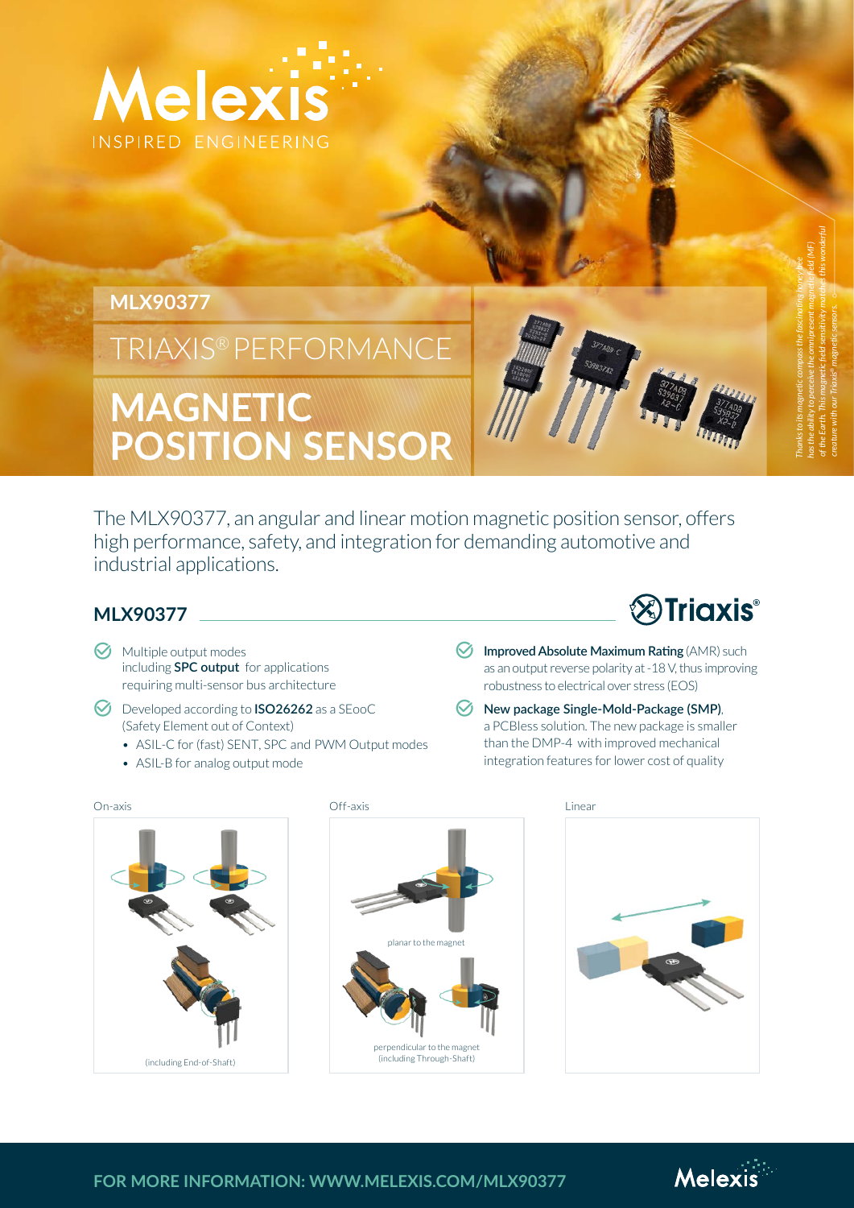Melexis

INSPIRED ENGINEERING

# MLX90377

## TRIAXIS® PERFORMANCE

# MAGNETIC POSITION SENSOR

*Thanks to its magnetic compass the fascinating honey bee has the ability to perceive the omnipresent magnetic field (MF) of the Earth. This magnetic field sensitivity matches this wonderful creature with our Triaxis® magnetic sensors.*

The MLX90377, an angular and linear motion magnetic position sensor, offers high performance, safety, and integration for demanding automotive and industrial applications.

## MLX90377

Triaxis®

- Multiple output modes including **SPC output** for applications requiring multi-sensor bus architecture
- Developed according to **ISO26262** as a SEooC (Safety Element out of Context)
  - ASIL-C for (fast) SENT, SPC and PWM Output modes
  - ASIL-B for analog output mode
- **Improved Absolute Maximum Rating** (AMR) such as an output reverse polarity at -18 V, thus improving robustness to electrical over stress (EOS)
- **New package Single-Mold-Package (SMP)**, a PCBless solution. The new package is smaller than the DMP-4 with improved mechanical integration features for lower cost of quality

On-axis

(including End-of-Shaft)

Off-axis

planar to the magnet

perpendicular to the magnet (including Through-Shaft)

Linear

**FOR MORE INFORMATION: WWW.MELEXIS.COM/MLX90377**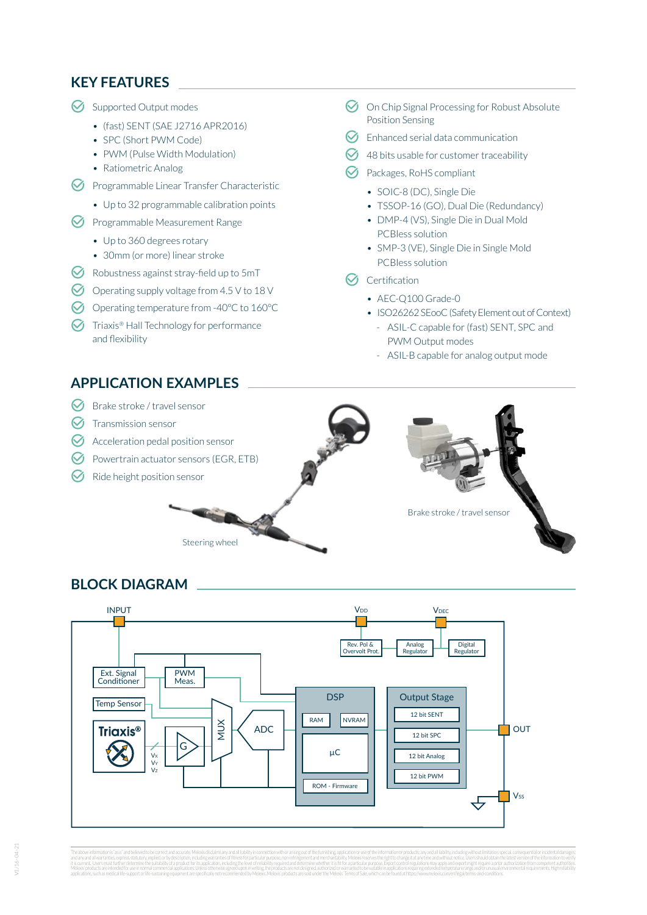## KEY FEATURES

- Supported Output modes
  - (fast) SENT (SAE J2716 APR2016)
  - SPC (Short PWM Code)
  - PWM (Pulse Width Modulation)
  - Ratiometric Analog
- Programmable Linear Transfer Characteristic
  - Up to 32 programmable calibration points
- Programmable Measurement Range
  - Up to 360 degrees rotary
  - 30mm (or more) linear stroke
- Robustness against stray-field up to 5mT
- Operating supply voltage from 4.5 V to 18 V
- Operating temperature from -40°C to 160°C
- Triaxis® Hall Technology for performance and flexibility
- On Chip Signal Processing for Robust Absolute Position Sensing
- Enhanced serial data communication
- 48 bits usable for customer traceability
- Packages, RoHS compliant
  - SOIC-8 (DC), Single Die
  - TSSOP-16 (GO), Dual Die (Redundancy)
  - DMP-4 (VS), Single Die in Dual Mold PCBless solution
  - SMP-3 (VE), Single Die in Single Mold PCBless solution
- Certification
  - AEC-Q100 Grade-0
  - ISO26262 SEooC (Safety Element out of Context)
    - ASIL-C capable for (fast) SENT, SPC and PWM Output modes
    - ASIL-B capable for analog output mode

## APPLICATION EXAMPLES

- Brake stroke / travel sensor
- Transmission sensor
- Acceleration pedal position sensor
- Powertrain actuator sensors (EGR, ETB)
- Ride height position sensor

Steering wheel

Brake stroke / travel sensor

## BLOCK DIAGRAM

INPUT
VDD
VDEC
Rev. Pol & Overvolt Prot.
Analog Regulator
Digital Regulator
Ext. Signal Conditioner
PWM Meas.
Temp Sensor
Triaxis®
Vx
Vy
Vz
G
MUX
ADC
DSP
RAM
NVRAM
µC
ROM - Firmware
Output Stage
12 bit SENT
12 bit SPC
12 bit Analog
12 bit PWM
OUT
VSS

The above information is "as is" and believed to be correct and accurate. Melexis disclaims any and all liability in connection with or arising out of the furnishing, application or use of the information or products; any and all liability, including without limitation, special, consequential or incidental damages; and any and all warranties, express, statutory, implied, or by description, including warranties of fitness for particular purpose, non-infringement and merchantability. Melexis reserves the right to change it at any time and without notice. Users should obtain the latest version of the information to verify it is current. Users must further determine the suitability of a product for its application, including the level of reliability required and determine whether it is fit for a particular purpose. Export control regulations may apply and export might require a prior authorization from competent authorities. Melexis products are intended for use in normal commercial applications. Unless otherwise agreed upon in writing, the products are not designed, authorized or warranted to be suitable in applications requiring extended temperature range and/or unusual environmental requirements. High reliability applications, such as medical life-support or life-sustaining equipment are specifically not recommended by Melexis. Melexis' products are sold under the Melexis' Terms of Sale, which can be found at https://www.melexis.com/en/legal/terms-and-conditions.

V1/16-04-21